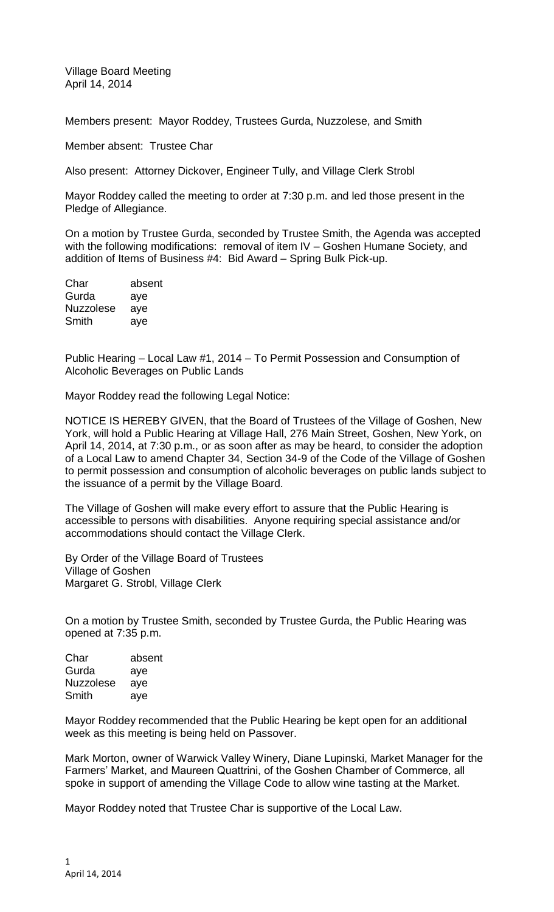Village Board Meeting
April 14, 2014

Members present: Mayor Roddey, Trustees Gurda, Nuzzolese, and Smith

Member absent: Trustee Char

Also present: Attorney Dickover, Engineer Tully, and Village Clerk Strobl

Mayor Roddey called the meeting to order at 7:30 p.m. and led those present in the Pledge of Allegiance.

On a motion by Trustee Gurda, seconded by Trustee Smith, the Agenda was accepted with the following modifications: removal of item IV – Goshen Humane Society, and addition of Items of Business #4: Bid Award – Spring Bulk Pick-up.

| | |
|---|---|
| Char | absent |
| Gurda | aye |
| Nuzzolese | aye |
| Smith | aye |

Public Hearing – Local Law #1, 2014 – To Permit Possession and Consumption of Alcoholic Beverages on Public Lands

Mayor Roddey read the following Legal Notice:

NOTICE IS HEREBY GIVEN, that the Board of Trustees of the Village of Goshen, New York, will hold a Public Hearing at Village Hall, 276 Main Street, Goshen, New York, on April 14, 2014, at 7:30 p.m., or as soon after as may be heard, to consider the adoption of a Local Law to amend Chapter 34, Section 34-9 of the Code of the Village of Goshen to permit possession and consumption of alcoholic beverages on public lands subject to the issuance of a permit by the Village Board.

The Village of Goshen will make every effort to assure that the Public Hearing is accessible to persons with disabilities. Anyone requiring special assistance and/or accommodations should contact the Village Clerk.

By Order of the Village Board of Trustees
Village of Goshen
Margaret G. Strobl, Village Clerk

On a motion by Trustee Smith, seconded by Trustee Gurda, the Public Hearing was opened at 7:35 p.m.

| | |
|---|---|
| Char | absent |
| Gurda | aye |
| Nuzzolese | aye |
| Smith | aye |

Mayor Roddey recommended that the Public Hearing be kept open for an additional week as this meeting is being held on Passover.

Mark Morton, owner of Warwick Valley Winery, Diane Lupinski, Market Manager for the Farmers' Market, and Maureen Quattrini, of the Goshen Chamber of Commerce, all spoke in support of amending the Village Code to allow wine tasting at the Market.

Mayor Roddey noted that Trustee Char is supportive of the Local Law.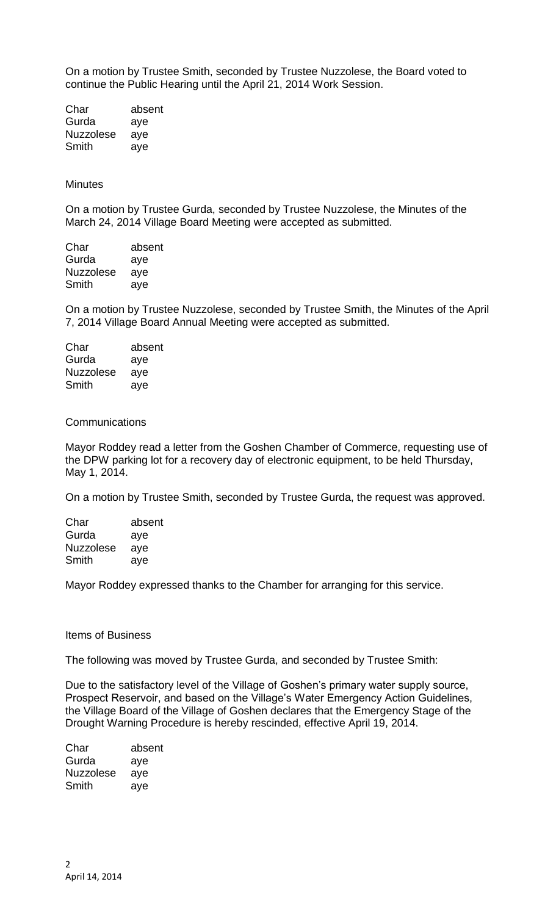On a motion by Trustee Smith, seconded by Trustee Nuzzolese, the Board voted to continue the Public Hearing until the April 21, 2014 Work Session.

| | |
|---|---|
| Char | absent |
| Gurda | aye |
| Nuzzolese | aye |
| Smith | aye |

Minutes

On a motion by Trustee Gurda, seconded by Trustee Nuzzolese, the Minutes of the March 24, 2014 Village Board Meeting were accepted as submitted.

| | |
|---|---|
| Char | absent |
| Gurda | aye |
| Nuzzolese | aye |
| Smith | aye |

On a motion by Trustee Nuzzolese, seconded by Trustee Smith, the Minutes of the April 7, 2014 Village Board Annual Meeting were accepted as submitted.

| | |
|---|---|
| Char | absent |
| Gurda | aye |
| Nuzzolese | aye |
| Smith | aye |

Communications

Mayor Roddey read a letter from the Goshen Chamber of Commerce, requesting use of the DPW parking lot for a recovery day of electronic equipment, to be held Thursday, May 1, 2014.

On a motion by Trustee Smith, seconded by Trustee Gurda, the request was approved.

| | |
|---|---|
| Char | absent |
| Gurda | aye |
| Nuzzolese | aye |
| Smith | aye |

Mayor Roddey expressed thanks to the Chamber for arranging for this service.

Items of Business

The following was moved by Trustee Gurda, and seconded by Trustee Smith:

Due to the satisfactory level of the Village of Goshen's primary water supply source, Prospect Reservoir, and based on the Village's Water Emergency Action Guidelines, the Village Board of the Village of Goshen declares that the Emergency Stage of the Drought Warning Procedure is hereby rescinded, effective April 19, 2014.

| | |
|---|---|
| Char | absent |
| Gurda | aye |
| Nuzzolese | aye |
| Smith | aye |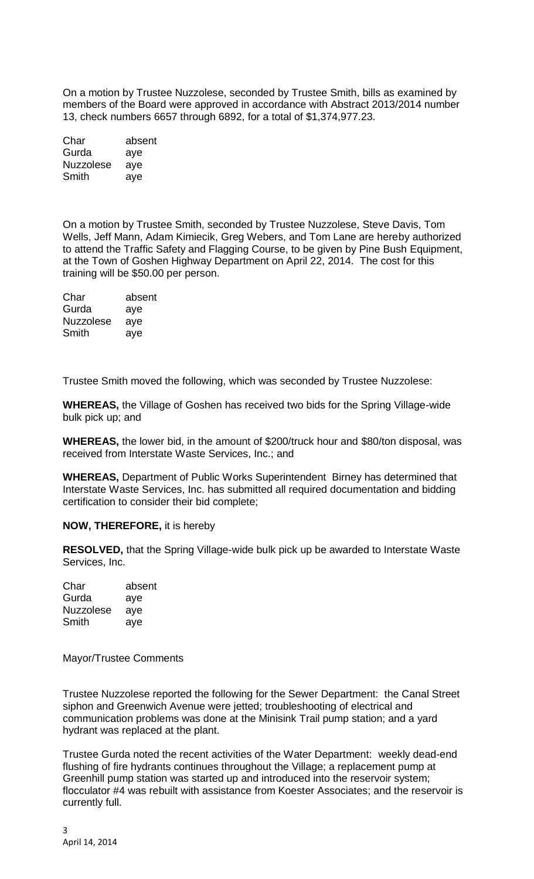On a motion by Trustee Nuzzolese, seconded by Trustee Smith, bills as examined by members of the Board were approved in accordance with Abstract 2013/2014 number 13, check numbers 6657 through 6892, for a total of $1,374,977.23.

| | |
|---|---|
| Char | absent |
| Gurda | aye |
| Nuzzolese | aye |
| Smith | aye |

On a motion by Trustee Smith, seconded by Trustee Nuzzolese, Steve Davis, Tom Wells, Jeff Mann, Adam Kimiecik, Greg Webers, and Tom Lane are hereby authorized to attend the Traffic Safety and Flagging Course, to be given by Pine Bush Equipment, at the Town of Goshen Highway Department on April 22, 2014. The cost for this training will be $50.00 per person.

| | |
|---|---|
| Char | absent |
| Gurda | aye |
| Nuzzolese | aye |
| Smith | aye |

Trustee Smith moved the following, which was seconded by Trustee Nuzzolese:

**WHEREAS,** the Village of Goshen has received two bids for the Spring Village-wide bulk pick up; and

**WHEREAS,** the lower bid, in the amount of $200/truck hour and $80/ton disposal, was received from Interstate Waste Services, Inc.; and

**WHEREAS,** Department of Public Works Superintendent Birney has determined that Interstate Waste Services, Inc. has submitted all required documentation and bidding certification to consider their bid complete;

**NOW, THEREFORE,** it is hereby

**RESOLVED,** that the Spring Village-wide bulk pick up be awarded to Interstate Waste Services, Inc.

| | |
|---|---|
| Char | absent |
| Gurda | aye |
| Nuzzolese | aye |
| Smith | aye |

Mayor/Trustee Comments

Trustee Nuzzolese reported the following for the Sewer Department: the Canal Street siphon and Greenwich Avenue were jetted; troubleshooting of electrical and communication problems was done at the Minisink Trail pump station; and a yard hydrant was replaced at the plant.

Trustee Gurda noted the recent activities of the Water Department: weekly dead-end flushing of fire hydrants continues throughout the Village; a replacement pump at Greenhill pump station was started up and introduced into the reservoir system; flocculator #4 was rebuilt with assistance from Koester Associates; and the reservoir is currently full.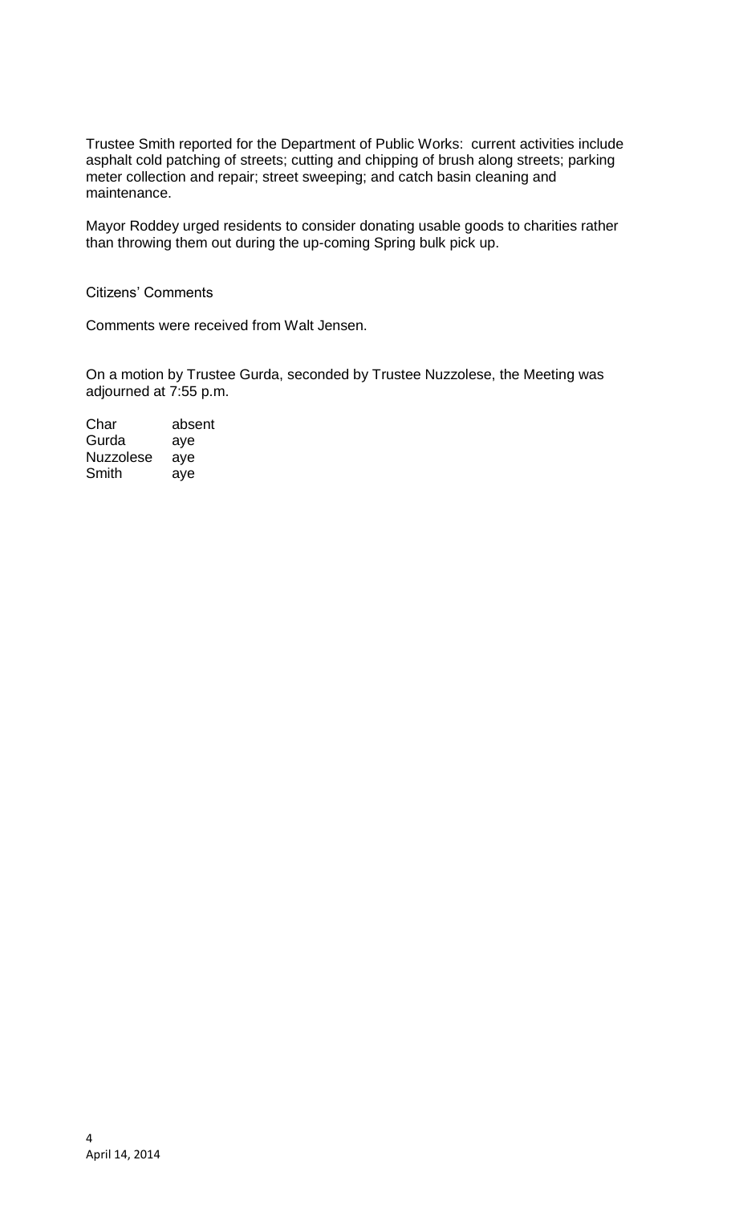Trustee Smith reported for the Department of Public Works: current activities include asphalt cold patching of streets; cutting and chipping of brush along streets; parking meter collection and repair; street sweeping; and catch basin cleaning and maintenance.

Mayor Roddey urged residents to consider donating usable goods to charities rather than throwing them out during the up-coming Spring bulk pick up.

Citizens' Comments

Comments were received from Walt Jensen.

On a motion by Trustee Gurda, seconded by Trustee Nuzzolese, the Meeting was adjourned at 7:55 p.m.

| | |
|---|---|
| Char | absent |
| Gurda | aye |
| Nuzzolese | aye |
| Smith | aye |